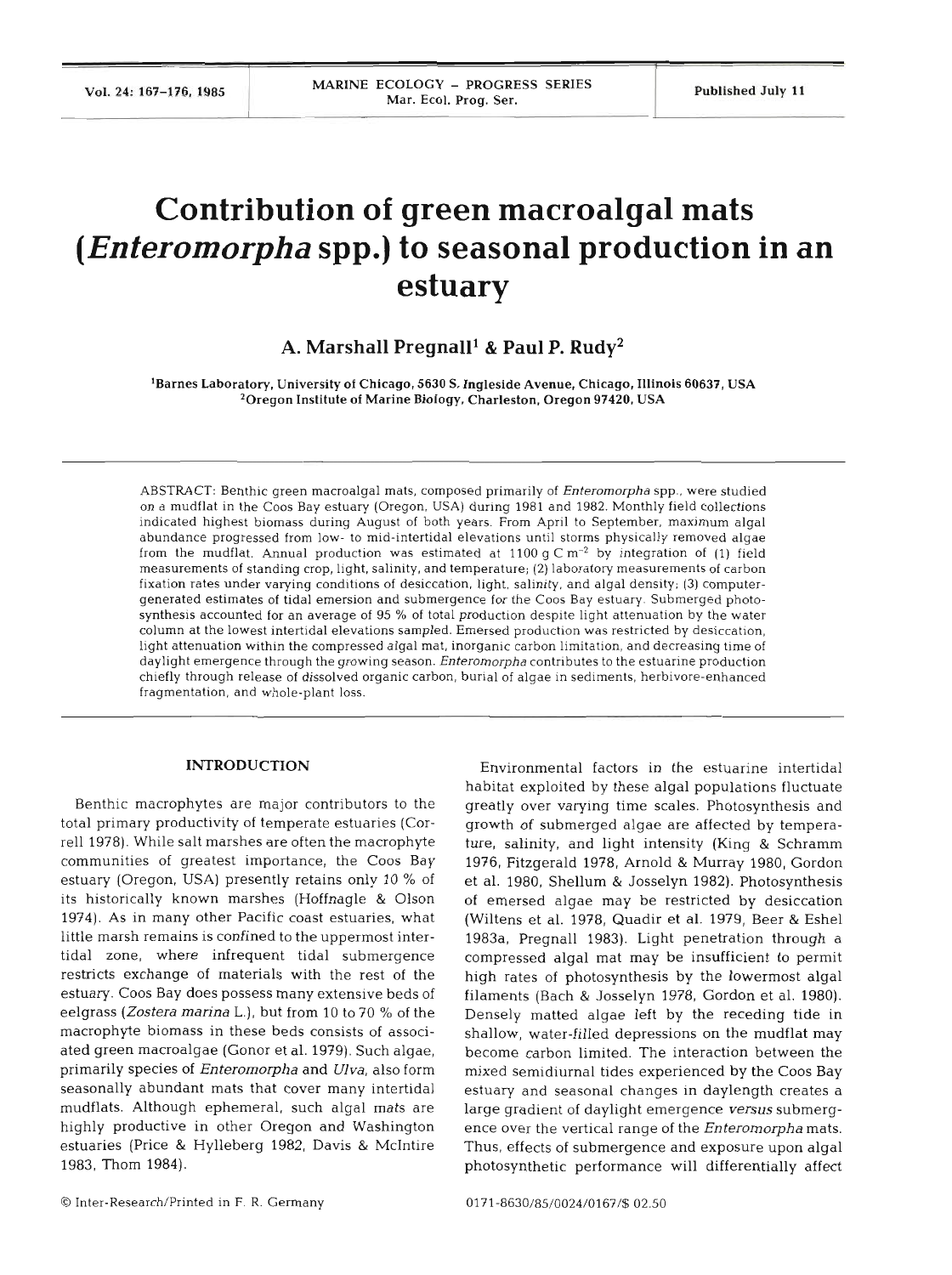# Contribution of green macroalgal mats (*Enteromorpha* spp.) to seasonal production in an estuary

**A. Marshall Pregnall[1] & Paul P. Rudy[2]**

[1]Barnes Laboratory, University of Chicago, 5630 S. Ingleside Avenue, Chicago, Illinois 60637, USA
[2]Oregon Institute of Marine Biology, Charleston, Oregon 97420, USA

ABSTRACT: Benthic green macroalgal mats, composed primarily of *Enteromorpha* spp., were studied on a mudflat in the Coos Bay estuary (Oregon, USA) during 1981 and 1982. Monthly field collections indicated highest biomass during August of both years. From April to September, maximum algal abundance progressed from low- to mid-intertidal elevations until storms physically removed algae from the mudflat. Annual production was estimated at 1100 g C $m^{-2}$ by integration of (1) field measurements of standing crop, light, salinity, and temperature; (2) laboratory measurements of carbon fixation rates under varying conditions of desiccation, light, salinity, and algal density; (3) computer-generated estimates of tidal emersion and submergence for the Coos Bay estuary. Submerged photosynthesis accounted for an average of 95 % of total production despite light attenuation by the water column at the lowest intertidal elevations sampled. Emersed production was restricted by desiccation, light attenuation within the compressed algal mat, inorganic carbon limitation, and decreasing time of daylight emergence through the growing season. *Enteromorpha* contributes to the estuarine production chiefly through release of dissolved organic carbon, burial of algae in sediments, herbivore-enhanced fragmentation, and whole-plant loss.

## INTRODUCTION

Benthic macrophytes are major contributors to the total primary productivity of temperate estuaries (Correll 1978). While salt marshes are often the macrophyte communities of greatest importance, the Coos Bay estuary (Oregon, USA) presently retains only 10 % of its historically known marshes (Hoffnagle & Olson 1974). As in many other Pacific coast estuaries, what little marsh remains is confined to the uppermost intertidal zone, where infrequent tidal submergence restricts exchange of materials with the rest of the estuary. Coos Bay does possess many extensive beds of eelgrass (*Zostera marina* L.), but from 10 to 70 % of the macrophyte biomass in these beds consists of associated green macroalgae (Gonor et al. 1979). Such algae, primarily species of *Enteromorpha* and *Ulva*, also form seasonally abundant mats that cover many intertidal mudflats. Although ephemeral, such algal mats are highly productive in other Oregon and Washington estuaries (Price & Hylleberg 1982, Davis & McIntire 1983, Thom 1984).

Environmental factors in the estuarine intertidal habitat exploited by these algal populations fluctuate greatly over varying time scales. Photosynthesis and growth of submerged algae are affected by temperature, salinity, and light intensity (King & Schramm 1976, Fitzgerald 1978, Arnold & Murray 1980, Gordon et al. 1980, Shellum & Josselyn 1982). Photosynthesis of emersed algae may be restricted by desiccation (Wiltens et al. 1978, Quadir et al. 1979, Beer & Eshel 1983a, Pregnall 1983). Light penetration through a compressed algal mat may be insufficient to permit high rates of photosynthesis by the lowermost algal filaments (Bach & Josselyn 1978, Gordon et al. 1980). Densely matted algae left by the receding tide in shallow, water-filled depressions on the mudflat may become carbon limited. The interaction between the mixed semidiurnal tides experienced by the Coos Bay estuary and seasonal changes in daylength creates a large gradient of daylight emergence *versus* submergence over the vertical range of the *Enteromorpha* mats. Thus, effects of submergence and exposure upon algal photosynthetic performance will differentially affect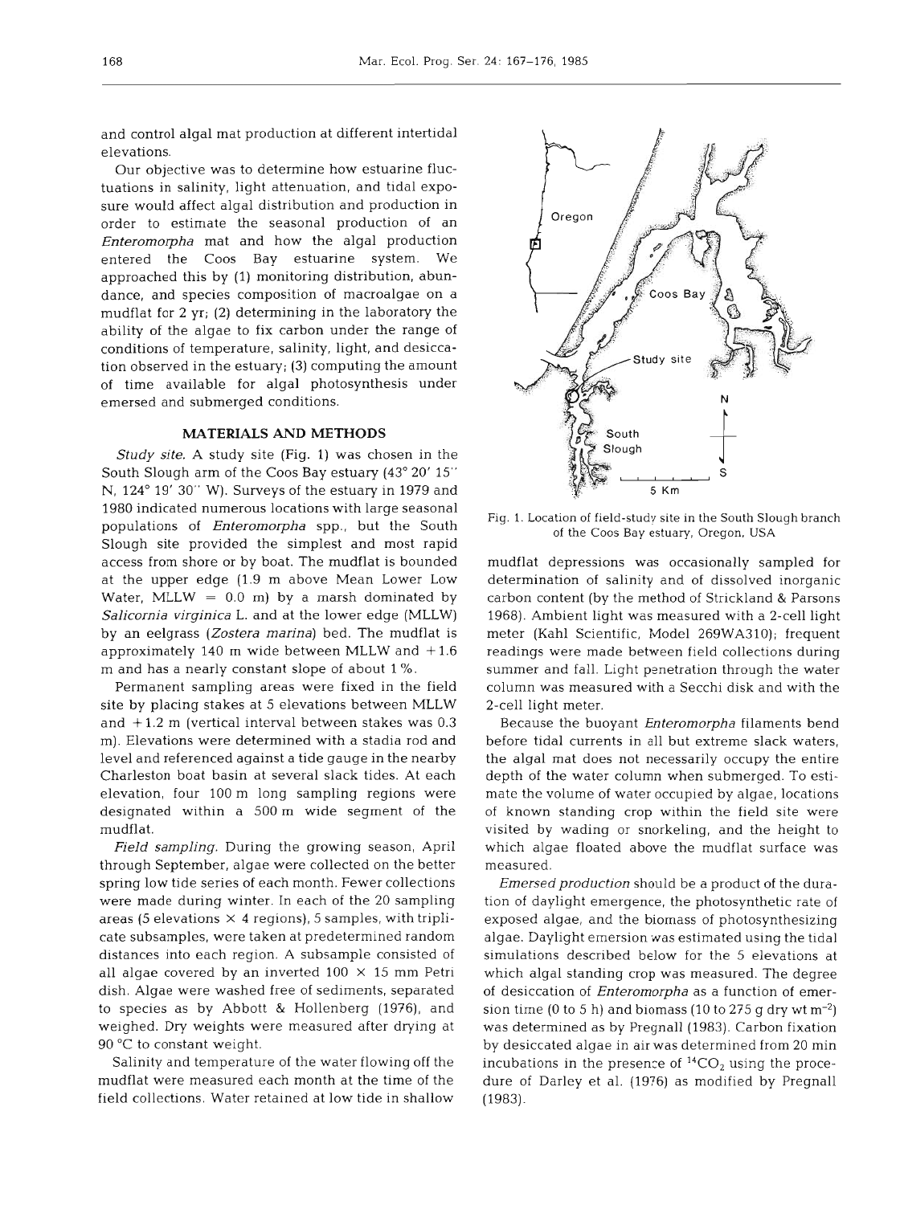and control algal mat production at different intertidal elevations.

Our objective was to determine how estuarine fluctuations in salinity, light attenuation, and tidal exposure would affect algal distribution and production in order to estimate the seasonal production of an *Enteromorpha* mat and how the algal production entered the Coos Bay estuarine system. We approached this by (1) monitoring distribution, abundance, and species composition of macroalgae on a mudflat for 2 yr; (2) determining in the laboratory the ability of the algae to fix carbon under the range of conditions of temperature, salinity, light, and desiccation observed in the estuary; (3) computing the amount of time available for algal photosynthesis under emersed and submerged conditions.

## MATERIALS AND METHODS

*Study site.* A study site (Fig. 1) was chosen in the South Slough arm of the Coos Bay estuary (43° 20′ 15″ N, 124° 19′ 30″ W). Surveys of the estuary in 1979 and 1980 indicated numerous locations with large seasonal populations of *Enteromorpha* spp., but the South Slough site provided the simplest and most rapid access from shore or by boat. The mudflat is bounded at the upper edge (1.9 m above Mean Lower Low Water, MLLW = 0.0 m) by a marsh dominated by *Salicornia virginica* L. and at the lower edge (MLLW) by an eelgrass (*Zostera marina*) bed. The mudflat is approximately 140 m wide between MLLW and +1.6 m and has a nearly constant slope of about 1 %.

Permanent sampling areas were fixed in the field site by placing stakes at 5 elevations between MLLW and +1.2 m (vertical interval between stakes was 0.3 m). Elevations were determined with a stadia rod and level and referenced against a tide gauge in the nearby Charleston boat basin at several slack tides. At each elevation, four 100 m long sampling regions were designated within a 500 m wide segment of the mudflat.

*Field sampling.* During the growing season, April through September, algae were collected on the better spring low tide series of each month. Fewer collections were made during winter. In each of the 20 sampling areas (5 elevations × 4 regions), 5 samples, with triplicate subsamples, were taken at predetermined random distances into each region. A subsample consisted of all algae covered by an inverted 100 × 15 mm Petri dish. Algae were washed free of sediments, separated to species as by Abbott & Hollenberg (1976), and weighed. Dry weights were measured after drying at 90 °C to constant weight.

Salinity and temperature of the water flowing off the mudflat were measured each month at the time of the field collections. Water retained at low tide in shallow

Fig. 1. Location of field-study site in the South Slough branch of the Coos Bay estuary, Oregon, USA

mudflat depressions was occasionally sampled for determination of salinity and of dissolved inorganic carbon content (by the method of Strickland & Parsons 1968). Ambient light was measured with a 2-cell light meter (Kahl Scientific, Model 269WA310); frequent readings were made between field collections during summer and fall. Light penetration through the water column was measured with a Secchi disk and with the 2-cell light meter.

Because the buoyant *Enteromorpha* filaments bend before tidal currents in all but extreme slack waters, the algal mat does not necessarily occupy the entire depth of the water column when submerged. To estimate the volume of water occupied by algae, locations of known standing crop within the field site were visited by wading or snorkeling, and the height to which algae floated above the mudflat surface was measured.

*Emersed production* should be a product of the duration of daylight emergence, the photosynthetic rate of exposed algae, and the biomass of photosynthesizing algae. Daylight emersion was estimated using the tidal simulations described below for the 5 elevations at which algal standing crop was measured. The degree of desiccation of *Enteromorpha* as a function of emersion time (0 to 5 h) and biomass (10 to 275 g dry wt $m^{-2}$) was determined as by Pregnall (1983). Carbon fixation by desiccated algae in air was determined from 20 min incubations in the presence of $^{14}CO_2$ using the procedure of Darley et al. (1976) as modified by Pregnall (1983).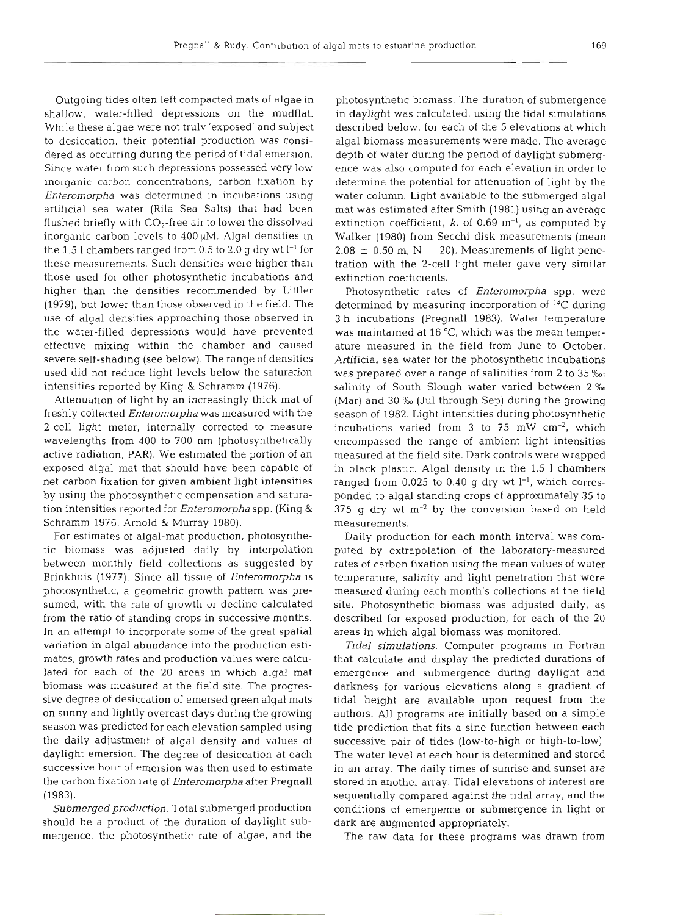Outgoing tides often left compacted mats of algae in shallow, water-filled depressions on the mudflat. While these algae were not truly 'exposed' and subject to desiccation, their potential production was considered as occurring during the period of tidal emersion. Since water from such depressions possessed very low inorganic carbon concentrations, carbon fixation by *Enteromorpha* was determined in incubations using artificial sea water (Rila Sea Salts) that had been flushed briefly with $CO_2$-free air to lower the dissolved inorganic carbon levels to 400 µM. Algal densities in the 1.5 l chambers ranged from 0.5 to 2.0 g dry wt $l^{-1}$ for these measurements. Such densities were higher than those used for other photosynthetic incubations and higher than the densities recommended by Littler (1979), but lower than those observed in the field. The use of algal densities approaching those observed in the water-filled depressions would have prevented effective mixing within the chamber and caused severe self-shading (see below). The range of densities used did not reduce light levels below the saturation intensities reported by King & Schramm (1976).

Attenuation of light by an increasingly thick mat of freshly collected *Enteromorpha* was measured with the 2-cell light meter, internally corrected to measure wavelengths from 400 to 700 nm (photosynthetically active radiation, PAR). We estimated the portion of an exposed algal mat that should have been capable of net carbon fixation for given ambient light intensities by using the photosynthetic compensation and saturation intensities reported for *Enteromorpha* spp. (King & Schramm 1976, Arnold & Murray 1980).

For estimates of algal-mat production, photosynthetic biomass was adjusted daily by interpolation between monthly field collections as suggested by Brinkhuis (1977). Since all tissue of *Enteromorpha* is photosynthetic, a geometric growth pattern was presumed, with the rate of growth or decline calculated from the ratio of standing crops in successive months. In an attempt to incorporate some of the great spatial variation in algal abundance into the production estimates, growth rates and production values were calculated for each of the 20 areas in which algal mat biomass was measured at the field site. The progressive degree of desiccation of emersed green algal mats on sunny and lightly overcast days during the growing season was predicted for each elevation sampled using the daily adjustment of algal density and values of daylight emersion. The degree of desiccation at each successive hour of emersion was then used to estimate the carbon fixation rate of *Enteromorpha* after Pregnall (1983).

*Submerged production.* Total submerged production should be a product of the duration of daylight submergence, the photosynthetic rate of algae, and the photosynthetic biomass. The duration of submergence in daylight was calculated, using the tidal simulations described below, for each of the 5 elevations at which algal biomass measurements were made. The average depth of water during the period of daylight submergence was also computed for each elevation in order to determine the potential for attenuation of light by the water column. Light available to the submerged algal mat was estimated after Smith (1981) using an average extinction coefficient, $k$, of 0.69 $m^{-1}$, as computed by Walker (1980) from Secchi disk measurements (mean 2.08 ± 0.50 m, N = 20). Measurements of light penetration with the 2-cell light meter gave very similar extinction coefficients.

Photosynthetic rates of *Enteromorpha* spp. were determined by measuring incorporation of $^{14}C$ during 3 h incubations (Pregnall 1983). Water temperature was maintained at 16 °C, which was the mean temperature measured in the field from June to October. Artificial sea water for the photosynthetic incubations was prepared over a range of salinities from 2 to 35 ‰; salinity of South Slough water varied between 2 ‰ (Mar) and 30 ‰ (Jul through Sep) during the growing season of 1982. Light intensities during photosynthetic incubations varied from 3 to 75 mW $cm^{-2}$, which encompassed the range of ambient light intensities measured at the field site. Dark controls were wrapped in black plastic. Algal density in the 1.5 l chambers ranged from 0.025 to 0.40 g dry wt $l^{-1}$, which corresponded to algal standing crops of approximately 35 to 375 g dry wt $m^{-2}$ by the conversion based on field measurements.

Daily production for each month interval was computed by extrapolation of the laboratory-measured rates of carbon fixation using the mean values of water temperature, salinity and light penetration that were measured during each month's collections at the field site. Photosynthetic biomass was adjusted daily, as described for exposed production, for each of the 20 areas in which algal biomass was monitored.

*Tidal simulations.* Computer programs in Fortran that calculate and display the predicted durations of emergence and submergence during daylight and darkness for various elevations along a gradient of tidal height are available upon request from the authors. All programs are initially based on a simple tide prediction that fits a sine function between each successive pair of tides (low-to-high or high-to-low). The water level at each hour is determined and stored in an array. The daily times of sunrise and sunset are stored in another array. Tidal elevations of interest are sequentially compared against the tidal array, and the conditions of emergence or submergence in light or dark are augmented appropriately.

The raw data for these programs was drawn from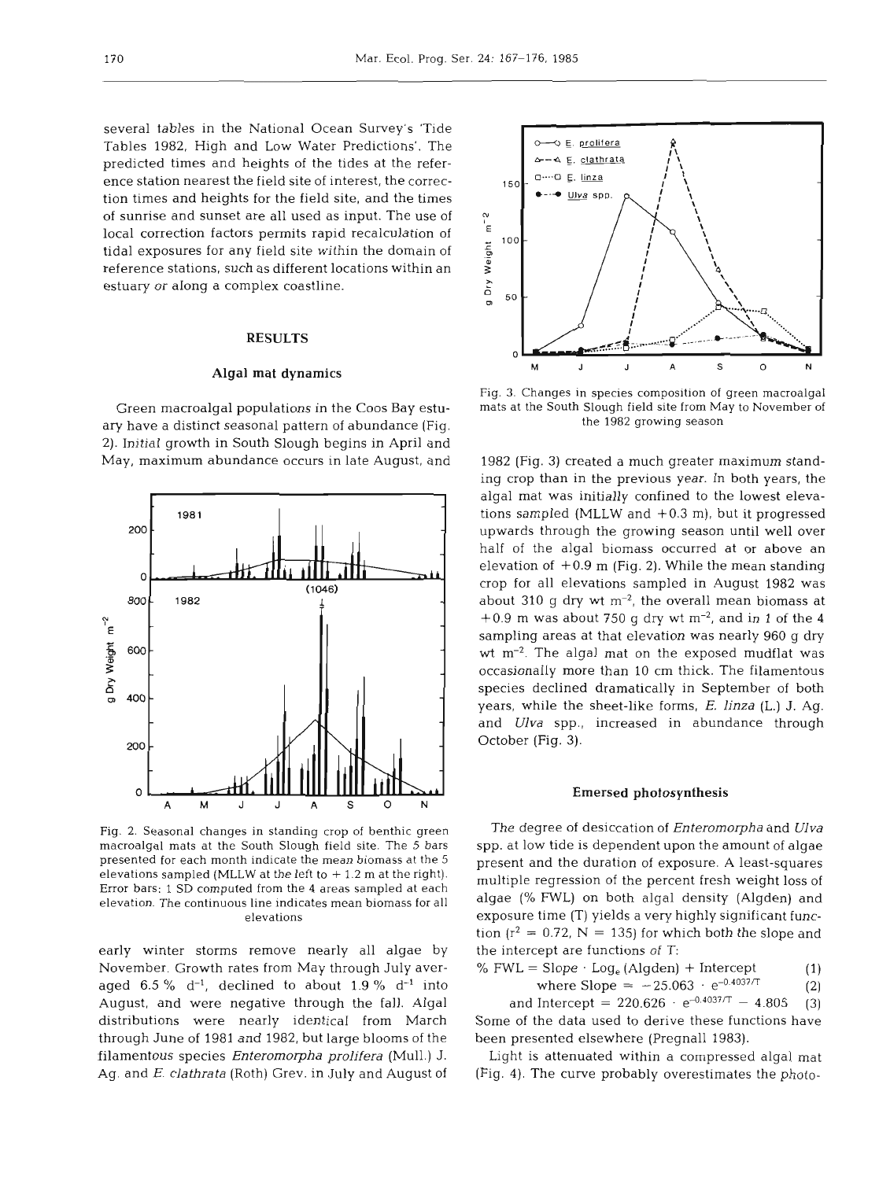several tables in the National Ocean Survey's 'Tide Tables 1982, High and Low Water Predictions'. The predicted times and heights of the tides at the reference station nearest the field site of interest, the correction times and heights for the field site, and the times of sunrise and sunset are all used as input. The use of local correction factors permits rapid recalculation of tidal exposures for any field site within the domain of reference stations, such as different locations within an estuary or along a complex coastline.

## RESULTS

### Algal mat dynamics

Green macroalgal populations in the Coos Bay estuary have a distinct seasonal pattern of abundance (Fig. 2). Initial growth in South Slough begins in April and May, maximum abundance occurs in late August, and early winter storms remove nearly all algae by November. Growth rates from May through July averaged 6.5 % $d^{-1}$, declined to about 1.9 % $d^{-1}$ into August, and were negative through the fall. Algal distributions were nearly identical from March through June of 1981 and 1982, but large blooms of the filamentous species *Enteromorpha prolifera* (Mull.) J. Ag. and *E. clathrata* (Roth) Grev. in July and August of 1982 (Fig. 3) created a much greater maximum standing crop than in the previous year. In both years, the algal mat was initially confined to the lowest elevations sampled (MLLW and +0.3 m), but it progressed upwards through the growing season until well over half of the algal biomass occurred at or above an elevation of +0.9 m (Fig. 2). While the mean standing crop for all elevations sampled in August 1982 was about 310 g dry wt $m^{-2}$, the overall mean biomass at +0.9 m was about 750 g dry wt $m^{-2}$, and in 1 of the 4 sampling areas at that elevation was nearly 960 g dry wt $m^{-2}$. The algal mat on the exposed mudflat was occasionally more than 10 cm thick. The filamentous species declined dramatically in September of both years, while the sheet-like forms, *E. linza* (L.) J. Ag. and *Ulva* spp., increased in abundance through October (Fig. 3).

Fig. 2. Seasonal changes in standing crop of benthic green macroalgal mats at the South Slough field site. The 5 bars presented for each month indicate the mean biomass at the 5 elevations sampled (MLLW at the left to + 1.2 m at the right). Error bars: 1 SD computed from the 4 areas sampled at each elevation. The continuous line indicates mean biomass for all elevations

Fig. 3. Changes in species composition of green macroalgal mats at the South Slough field site from May to November of the 1982 growing season

### Emersed photosynthesis

The degree of desiccation of *Enteromorpha* and *Ulva* spp. at low tide is dependent upon the amount of algae present and the duration of exposure. A least-squares multiple regression of the percent fresh weight loss of algae (% FWL) on both algal density (Algden) and exposure time (T) yields a very highly significant function ($r^2 = 0.72$, $N = 135$) for which both the slope and the intercept are functions of $T$:

$$\% \text{ FWL} = \text{Slope} \cdot \text{Log}_e (\text{Algden}) + \text{Intercept} \quad (1)$$

$$\text{where Slope} = -25.063 \cdot e^{-0.4037/T} \quad (2)$$

$$\text{and Intercept} = 220.626 \cdot e^{-0.4037/T} - 4.805 \quad (3)$$

Some of the data used to derive these functions have been presented elsewhere (Pregnall 1983).

Light is attenuated within a compressed algal mat (Fig. 4). The curve probably overestimates the photo-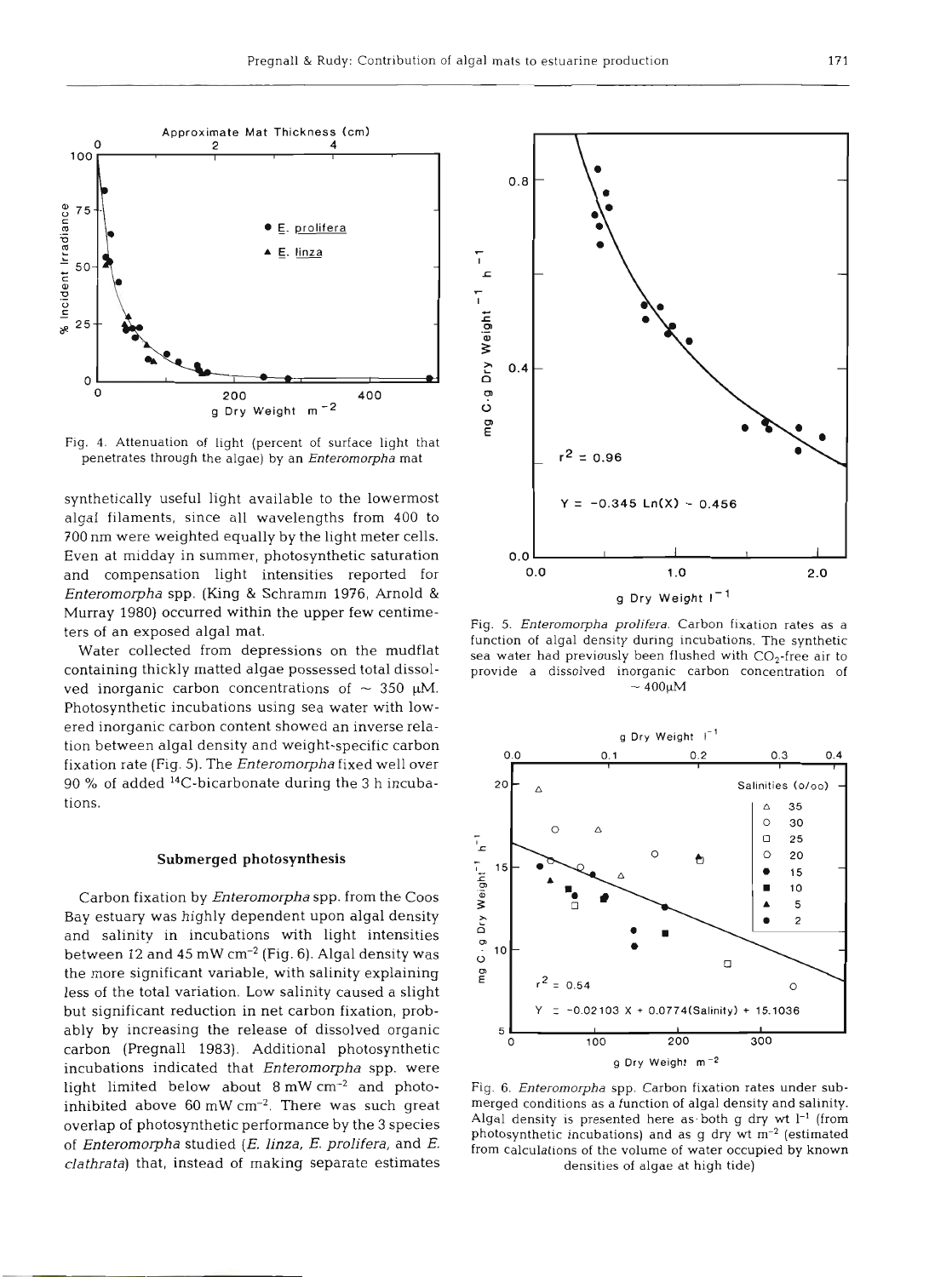Fig. 4. Attenuation of light (percent of surface light that penetrates through the algae) by an *Enteromorpha* mat

synthetically useful light available to the lowermost algal filaments, since all wavelengths from 400 to 700 nm were weighted equally by the light meter cells. Even at midday in summer, photosynthetic saturation and compensation light intensities reported for *Enteromorpha* spp. (King & Schramm 1976, Arnold & Murray 1980) occurred within the upper few centimeters of an exposed algal mat.

Water collected from depressions on the mudflat containing thickly matted algae possessed total dissolved inorganic carbon concentrations of ~ 350 µM. Photosynthetic incubations using sea water with lowered inorganic carbon content showed an inverse relation between algal density and weight-specific carbon fixation rate (Fig. 5). The *Enteromorpha* fixed well over 90 % of added $^{14}$C-bicarbonate during the 3 h incubations.

Fig. 5. *Enteromorpha prolifera*. Carbon fixation rates as a function of algal density during incubations. The synthetic sea water had previously been flushed with $CO_2$-free air to provide a dissolved inorganic carbon concentration of ~ 400µM

## Submerged photosynthesis

Carbon fixation by *Enteromorpha* spp. from the Coos Bay estuary was highly dependent upon algal density and salinity in incubations with light intensities between 12 and 45 mW cm$^{-2}$ (Fig. 6). Algal density was the more significant variable, with salinity explaining less of the total variation. Low salinity caused a slight but significant reduction in net carbon fixation, probably by increasing the release of dissolved organic carbon (Pregnall 1983). Additional photosynthetic incubations indicated that *Enteromorpha* spp. were light limited below about 8 mW cm$^{-2}$ and photoinhibited above 60 mW cm$^{-2}$. There was such great overlap of photosynthetic performance by the 3 species of *Enteromorpha* studied (*E. linza*, *E. prolifera*, and *E. clathrata*) that, instead of making separate estimates

Fig. 6. *Enteromorpha* spp. Carbon fixation rates under submerged conditions as a function of algal density and salinity. Algal density is presented here as both g dry wt l$^{-1}$ (from photosynthetic incubations) and as g dry wt m$^{-2}$ (estimated from calculations of the volume of water occupied by known densities of algae at high tide)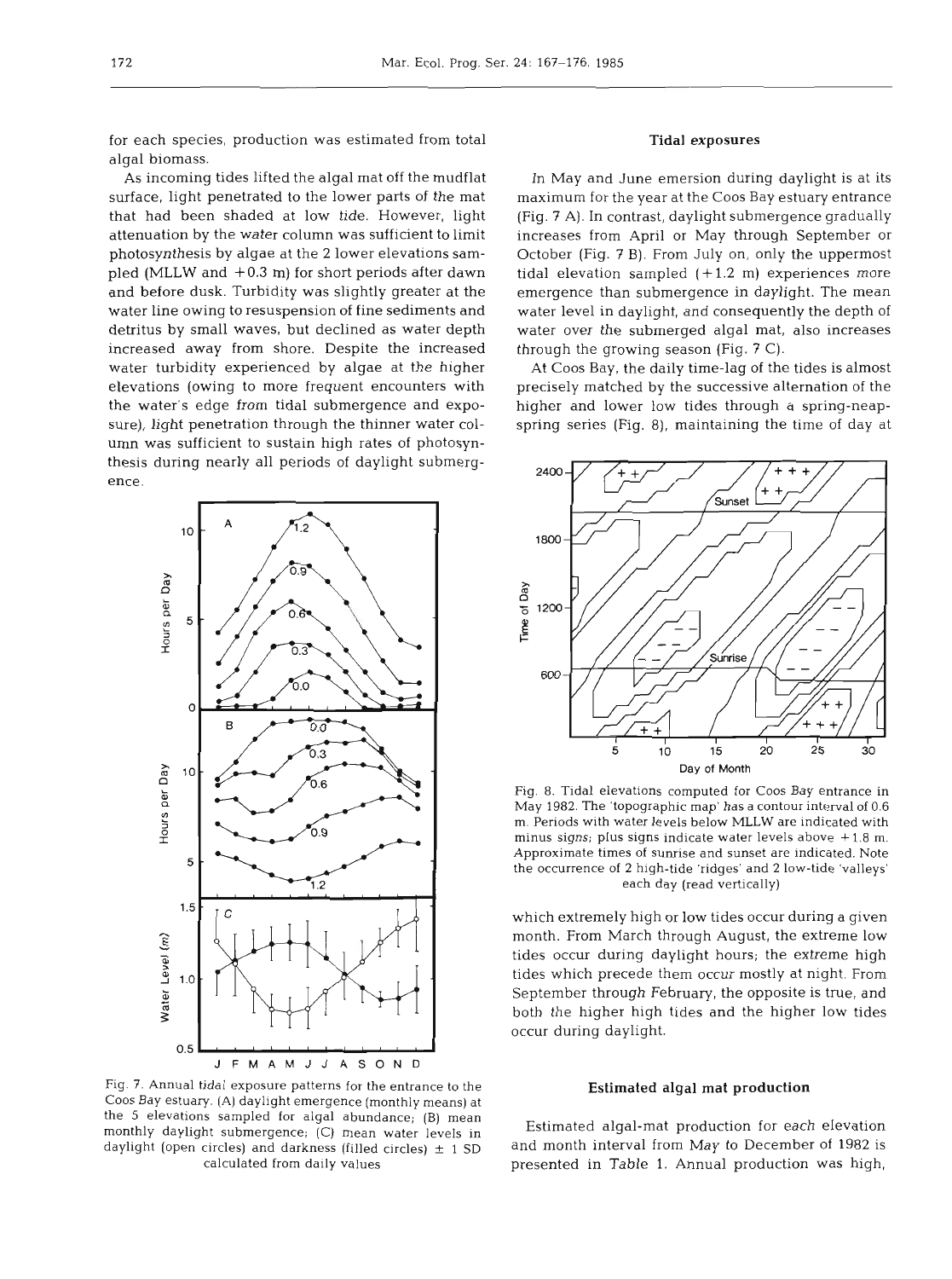for each species, production was estimated from total algal biomass.

As incoming tides lifted the algal mat off the mudflat surface, light penetrated to the lower parts of the mat that had been shaded at low tide. However, light attenuation by the water column was sufficient to limit photosynthesis by algae at the 2 lower elevations sampled (MLLW and +0.3 m) for short periods after dawn and before dusk. Turbidity was slightly greater at the water line owing to resuspension of fine sediments and detritus by small waves, but declined as water depth increased away from shore. Despite the increased water turbidity experienced by algae at the higher elevations (owing to more frequent encounters with the water's edge from tidal submergence and exposure), light penetration through the thinner water column was sufficient to sustain high rates of photosynthesis during nearly all periods of daylight submergence.

Fig. 7. Annual tidal exposure patterns for the entrance to the Coos Bay estuary. (A) daylight emergence (monthly means) at the 5 elevations sampled for algal abundance; (B) mean monthly daylight submergence; (C) mean water levels in daylight (open circles) and darkness (filled circles) ± 1 SD calculated from daily values

## Tidal exposures

In May and June emersion during daylight is at its maximum for the year at the Coos Bay estuary entrance (Fig. 7 A). In contrast, daylight submergence gradually increases from April or May through September or October (Fig. 7 B). From July on, only the uppermost tidal elevation sampled (+1.2 m) experiences more emergence than submergence in daylight. The mean water level in daylight, and consequently the depth of water over the submerged algal mat, also increases through the growing season (Fig. 7 C).

At Coos Bay, the daily time-lag of the tides is almost precisely matched by the successive alternation of the higher and lower low tides through a spring-neap-spring series (Fig. 8), maintaining the time of day at which extremely high or low tides occur during a given month. From March through August, the extreme low tides occur during daylight hours; the extreme high tides which precede them occur mostly at night. From September through February, the opposite is true, and both the higher high tides and the higher low tides occur during daylight.

Fig. 8. Tidal elevations computed for Coos Bay entrance in May 1982. The 'topographic map' has a contour interval of 0.6 m. Periods with water levels below MLLW are indicated with minus signs; plus signs indicate water levels above +1.8 m. Approximate times of sunrise and sunset are indicated. Note the occurrence of 2 high-tide 'ridges' and 2 low-tide 'valleys' each day (read vertically)

## Estimated algal mat production

Estimated algal-mat production for each elevation and month interval from May to December of 1982 is presented in Table 1. Annual production was high,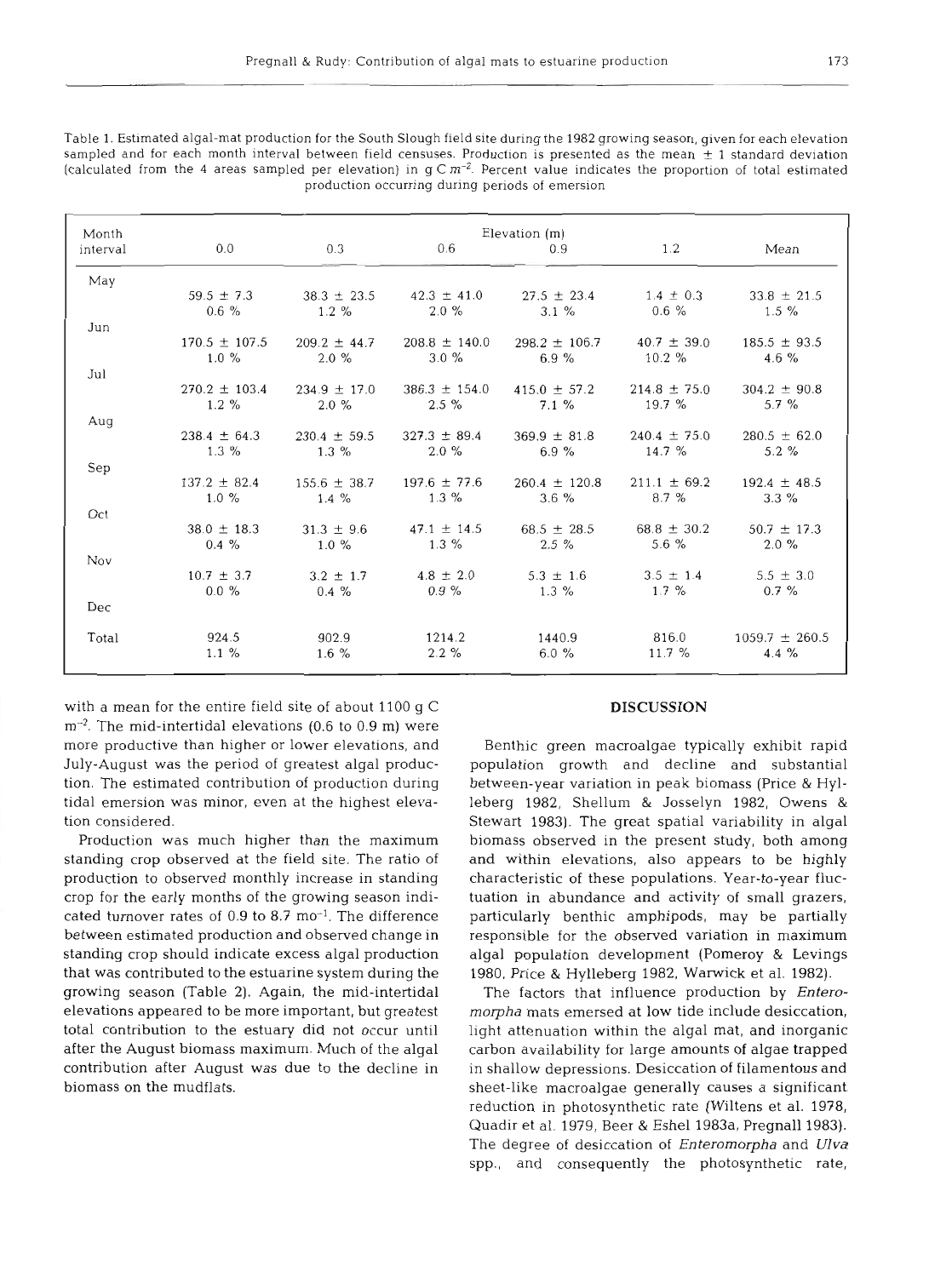Table 1. Estimated algal-mat production for the South Slough field site during the 1982 growing season, given for each elevation sampled and for each month interval between field censuses. Production is presented as the mean ± 1 standard deviation (calculated from the 4 areas sampled per elevation) in g C $m^{-2}$. Percent value indicates the proportion of total estimated production occurring during periods of emersion

| Month interval | Elevation (m) 0.0 | 0.3 | 0.6 | 0.9 | 1.2 | Mean |
|---|---|---|---|---|---|---|
| May–Jun | 59.5 ± 7.3 | 38.3 ± 23.5 | 42.3 ± 41.0 | 27.5 ± 23.4 | 1.4 ± 0.3 | 33.8 ± 21.5 |
| | 0.6 % | 1.2 % | 2.0 % | 3.1 % | 0.6 % | 1.5 % |
| Jun–Jul | 170.5 ± 107.5 | 209.2 ± 44.7 | 208.8 ± 140.0 | 298.2 ± 106.7 | 40.7 ± 39.0 | 185.5 ± 93.5 |
| | 1.0 % | 2.0 % | 3.0 % | 6.9 % | 10.2 % | 4.6 % |
| Jul–Aug | 270.2 ± 103.4 | 234.9 ± 17.0 | 386.3 ± 154.0 | 415.0 ± 57.2 | 214.8 ± 75.0 | 304.2 ± 90.8 |
| | 1.2 % | 2.0 % | 2.5 % | 7.1 % | 19.7 % | 5.7 % |
| Aug–Sep | 238.4 ± 64.3 | 230.4 ± 59.5 | 327.3 ± 89.4 | 369.9 ± 81.8 | 240.4 ± 75.0 | 280.5 ± 62.0 |
| | 1.3 % | 1.3 % | 2.0 % | 6.9 % | 14.7 % | 5.2 % |
| Sep–Oct | 137.2 ± 82.4 | 155.6 ± 38.7 | 197.6 ± 77.6 | 260.4 ± 120.8 | 211.1 ± 69.2 | 192.4 ± 48.5 |
| | 1.0 % | 1.4 % | 1.3 % | 3.6 % | 8.7 % | 3.3 % |
| Oct–Nov | 38.0 ± 18.3 | 31.3 ± 9.6 | 47.1 ± 14.5 | 68.5 ± 28.5 | 68.8 ± 30.2 | 50.7 ± 17.3 |
| | 0.4 % | 1.0 % | 1.3 % | 2.5 % | 5.6 % | 2.0 % |
| Nov–Dec | 10.7 ± 3.7 | 3.2 ± 1.7 | 4.8 ± 2.0 | 5.3 ± 1.6 | 3.5 ± 1.4 | 5.5 ± 3.0 |
| | 0.0 % | 0.4 % | 0.9 % | 1.3 % | 1.7 % | 0.7 % |
| Total | 924.5 | 902.9 | 1214.2 | 1440.9 | 816.0 | 1059.7 ± 260.5 |
| | 1.1 % | 1.6 % | 2.2 % | 6.0 % | 11.7 % | 4.4 % |

with a mean for the entire field site of about 1100 g C $m^{-2}$. The mid-intertidal elevations (0.6 to 0.9 m) were more productive than higher or lower elevations, and July-August was the period of greatest algal production. The estimated contribution of production during tidal emersion was minor, even at the highest elevation considered.

Production was much higher than the maximum standing crop observed at the field site. The ratio of production to observed monthly increase in standing crop for the early months of the growing season indicated turnover rates of 0.9 to 8.7 $mo^{-1}$. The difference between estimated production and observed change in standing crop should indicate excess algal production that was contributed to the estuarine system during the growing season (Table 2). Again, the mid-intertidal elevations appeared to be more important, but greatest total contribution to the estuary did not occur until after the August biomass maximum. Much of the algal contribution after August was due to the decline in biomass on the mudflats.

## DISCUSSION

Benthic green macroalgae typically exhibit rapid population growth and decline and substantial between-year variation in peak biomass (Price & Hylleberg 1982, Shellum & Josselyn 1982, Owens & Stewart 1983). The great spatial variability in algal biomass observed in the present study, both among and within elevations, also appears to be highly characteristic of these populations. Year-to-year fluctuation in abundance and activity of small grazers, particularly benthic amphipods, may be partially responsible for the observed variation in maximum algal population development (Pomeroy & Levings 1980, Price & Hylleberg 1982, Warwick et al. 1982).

The factors that influence production by *Enteromorpha* mats emersed at low tide include desiccation, light attenuation within the algal mat, and inorganic carbon availability for large amounts of algae trapped in shallow depressions. Desiccation of filamentous and sheet-like macroalgae generally causes a significant reduction in photosynthetic rate (Wiltens et al. 1978, Quadir et al. 1979, Beer & Eshel 1983a, Pregnall 1983). The degree of desiccation of *Enteromorpha* and *Ulva* spp., and consequently the photosynthetic rate,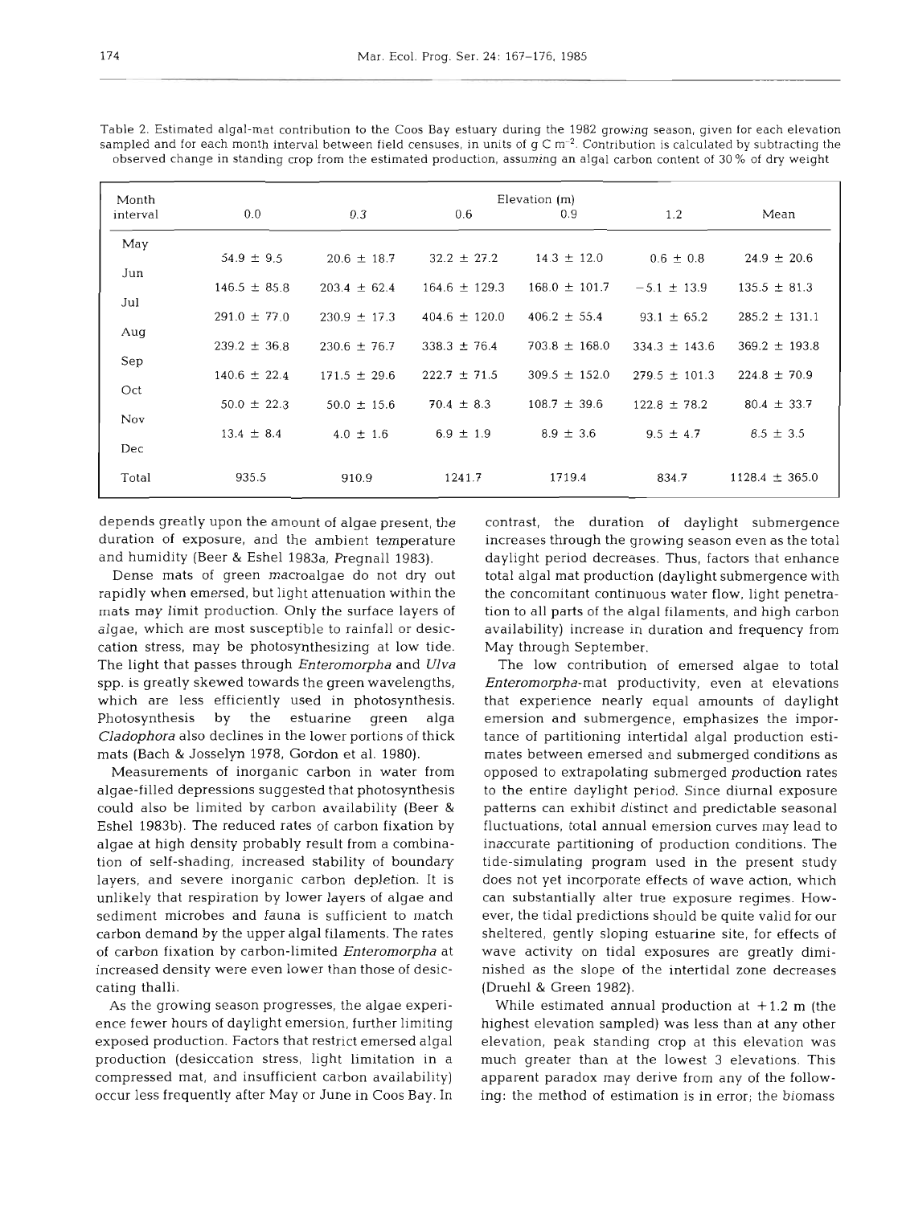Table 2. Estimated algal-mat contribution to the Coos Bay estuary during the 1982 growing season, given for each elevation sampled and for each month interval between field censuses, in units of g C $m^{-2}$. Contribution is calculated by subtracting the observed change in standing crop from the estimated production, assuming an algal carbon content of 30 % of dry weight

| Month interval | Elevation (m) 0.0 | 0.3 | 0.6 | 0.9 | 1.2 | Mean |
|---|---|---|---|---|---|---|
| May–Jun | 54.9 ± 9.5 | 20.6 ± 18.7 | 32.2 ± 27.2 | 14.3 ± 12.0 | 0.6 ± 0.8 | 24.9 ± 20.6 |
| Jun–Jul | 146.5 ± 85.8 | 203.4 ± 62.4 | 164.6 ± 129.3 | 168.0 ± 101.7 | −5.1 ± 13.9 | 135.5 ± 81.3 |
| Jul–Aug | 291.0 ± 77.0 | 230.9 ± 17.3 | 404.6 ± 120.0 | 406.2 ± 55.4 | 93.1 ± 65.2 | 285.2 ± 131.1 |
| Aug–Sep | 239.2 ± 36.8 | 230.6 ± 76.7 | 338.3 ± 76.4 | 703.8 ± 168.0 | 334.3 ± 143.6 | 369.2 ± 193.8 |
| Sep–Oct | 140.6 ± 22.4 | 171.5 ± 29.6 | 222.7 ± 71.5 | 309.5 ± 152.0 | 279.5 ± 101.3 | 224.8 ± 70.9 |
| Oct–Nov | 50.0 ± 22.3 | 50.0 ± 15.6 | 70.4 ± 8.3 | 108.7 ± 39.6 | 122.8 ± 78.2 | 80.4 ± 33.7 |
| Nov–Dec | 13.4 ± 8.4 | 4.0 ± 1.6 | 6.9 ± 1.9 | 8.9 ± 3.6 | 9.5 ± 4.7 | 8.5 ± 3.5 |
| Total | 935.5 | 910.9 | 1241.7 | 1719.4 | 834.7 | 1128.4 ± 365.0 |

depends greatly upon the amount of algae present, the duration of exposure, and the ambient temperature and humidity (Beer & Eshel 1983a, Pregnall 1983).

Dense mats of green macroalgae do not dry out rapidly when emersed, but light attenuation within the mats may limit production. Only the surface layers of algae, which are most susceptible to rainfall or desiccation stress, may be photosynthesizing at low tide. The light that passes through *Enteromorpha* and *Ulva* spp. is greatly skewed towards the green wavelengths, which are less efficiently used in photosynthesis. Photosynthesis by the estuarine green alga *Cladophora* also declines in the lower portions of thick mats (Bach & Josselyn 1978, Gordon et al. 1980).

Measurements of inorganic carbon in water from algae-filled depressions suggested that photosynthesis could also be limited by carbon availability (Beer & Eshel 1983b). The reduced rates of carbon fixation by algae at high density probably result from a combination of self-shading, increased stability of boundary layers, and severe inorganic carbon depletion. It is unlikely that respiration by lower layers of algae and sediment microbes and fauna is sufficient to match carbon demand by the upper algal filaments. The rates of carbon fixation by carbon-limited *Enteromorpha* at increased density were even lower than those of desiccating thalli.

As the growing season progresses, the algae experience fewer hours of daylight emersion, further limiting exposed production. Factors that restrict emersed algal production (desiccation stress, light limitation in a compressed mat, and insufficient carbon availability) occur less frequently after May or June in Coos Bay. In contrast, the duration of daylight submergence increases through the growing season even as the total daylight period decreases. Thus, factors that enhance total algal mat production (daylight submergence with the concomitant continuous water flow, light penetration to all parts of the algal filaments, and high carbon availability) increase in duration and frequency from May through September.

The low contribution of emersed algae to total *Enteromorpha*-mat productivity, even at elevations that experience nearly equal amounts of daylight emersion and submergence, emphasizes the importance of partitioning intertidal algal production estimates between emersed and submerged conditions as opposed to extrapolating submerged production rates to the entire daylight period. Since diurnal exposure patterns can exhibit distinct and predictable seasonal fluctuations, total annual emersion curves may lead to inaccurate partitioning of production conditions. The tide-simulating program used in the present study does not yet incorporate effects of wave action, which can substantially alter true exposure regimes. However, the tidal predictions should be quite valid for our sheltered, gently sloping estuarine site, for effects of wave activity on tidal exposures are greatly diminished as the slope of the intertidal zone decreases (Druehl & Green 1982).

While estimated annual production at +1.2 m (the highest elevation sampled) was less than at any other elevation, peak standing crop at this elevation was much greater than at the lowest 3 elevations. This apparent paradox may derive from any of the following: the method of estimation is in error; the biomass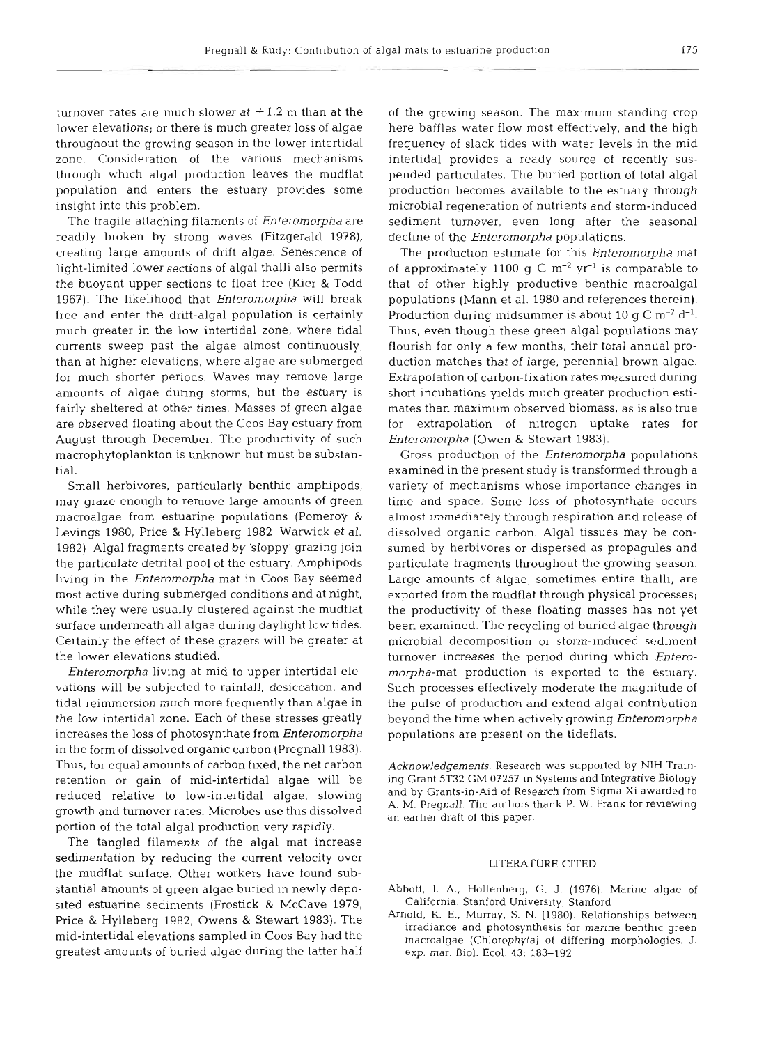turnover rates are much slower at +1.2 m than at the lower elevations; or there is much greater loss of algae throughout the growing season in the lower intertidal zone. Consideration of the various mechanisms through which algal production leaves the mudflat population and enters the estuary provides some insight into this problem.

The fragile attaching filaments of *Enteromorpha* are readily broken by strong waves (Fitzgerald 1978), creating large amounts of drift algae. Senescence of light-limited lower sections of algal thalli also permits the buoyant upper sections to float free (Kier & Todd 1967). The likelihood that *Enteromorpha* will break free and enter the drift-algal population is certainly much greater in the low intertidal zone, where tidal currents sweep past the algae almost continuously, than at higher elevations, where algae are submerged for much shorter periods. Waves may remove large amounts of algae during storms, but the estuary is fairly sheltered at other times. Masses of green algae are observed floating about the Coos Bay estuary from August through December. The productivity of such macrophytoplankton is unknown but must be substantial.

Small herbivores, particularly benthic amphipods, may graze enough to remove large amounts of green macroalgae from estuarine populations (Pomeroy & Levings 1980, Price & Hylleberg 1982, Warwick et al. 1982). Algal fragments created by 'sloppy' grazing join the particulate detrital pool of the estuary. Amphipods living in the *Enteromorpha* mat in Coos Bay seemed most active during submerged conditions and at night, while they were usually clustered against the mudflat surface underneath all algae during daylight low tides. Certainly the effect of these grazers will be greater at the lower elevations studied.

*Enteromorpha* living at mid to upper intertidal elevations will be subjected to rainfall, desiccation, and tidal reimmersion much more frequently than algae in the low intertidal zone. Each of these stresses greatly increases the loss of photosynthate from *Enteromorpha* in the form of dissolved organic carbon (Pregnall 1983). Thus, for equal amounts of carbon fixed, the net carbon retention or gain of mid-intertidal algae will be reduced relative to low-intertidal algae, slowing growth and turnover rates. Microbes use this dissolved portion of the total algal production very rapidly.

The tangled filaments of the algal mat increase sedimentation by reducing the current velocity over the mudflat surface. Other workers have found substantial amounts of green algae buried in newly deposited estuarine sediments (Frostick & McCave 1979, Price & Hylleberg 1982, Owens & Stewart 1983). The mid-intertidal elevations sampled in Coos Bay had the greatest amounts of buried algae during the latter half of the growing season. The maximum standing crop here baffles water flow most effectively, and the high frequency of slack tides with water levels in the mid intertidal provides a ready source of recently suspended particulates. The buried portion of total algal production becomes available to the estuary through microbial regeneration of nutrients and storm-induced sediment turnover, even long after the seasonal decline of the *Enteromorpha* populations.

The production estimate for this *Enteromorpha* mat of approximately 1100 g C $m^{-2}$ $yr^{-1}$ is comparable to that of other highly productive benthic macroalgal populations (Mann et al. 1980 and references therein). Production during midsummer is about 10 g C $m^{-2}$ $d^{-1}$. Thus, even though these green algal populations may flourish for only a few months, their total annual production matches that of large, perennial brown algae. Extrapolation of carbon-fixation rates measured during short incubations yields much greater production estimates than maximum observed biomass, as is also true for extrapolation of nitrogen uptake rates for *Enteromorpha* (Owen & Stewart 1983).

Gross production of the *Enteromorpha* populations examined in the present study is transformed through a variety of mechanisms whose importance changes in time and space. Some loss of photosynthate occurs almost immediately through respiration and release of dissolved organic carbon. Algal tissues may be consumed by herbivores or dispersed as propagules and particulate fragments throughout the growing season. Large amounts of algae, sometimes entire thalli, are exported from the mudflat through physical processes; the productivity of these floating masses has not yet been examined. The recycling of buried algae through microbial decomposition or storm-induced sediment turnover increases the period during which *Enteromorpha*-mat production is exported to the estuary. Such processes effectively moderate the magnitude of the pulse of production and extend algal contribution beyond the time when actively growing *Enteromorpha* populations are present on the tideflats.

*Acknowledgements.* Research was supported by NIH Training Grant 5T32 GM 07257 in Systems and Integrative Biology and by Grants-in-Aid of Research from Sigma Xi awarded to A. M. Pregnall. The authors thank P. W. Frank for reviewing an earlier draft of this paper.

## LITERATURE CITED

Abbott, I. A., Hollenberg, G. J. (1976). Marine algae of California. Stanford University, Stanford

Arnold, K. E., Murray, S. N. (1980). Relationships between irradiance and photosynthesis for marine benthic green macroalgae (Chlorophyta) of differing morphologies. J. exp. mar. Biol. Ecol. 43: 183–192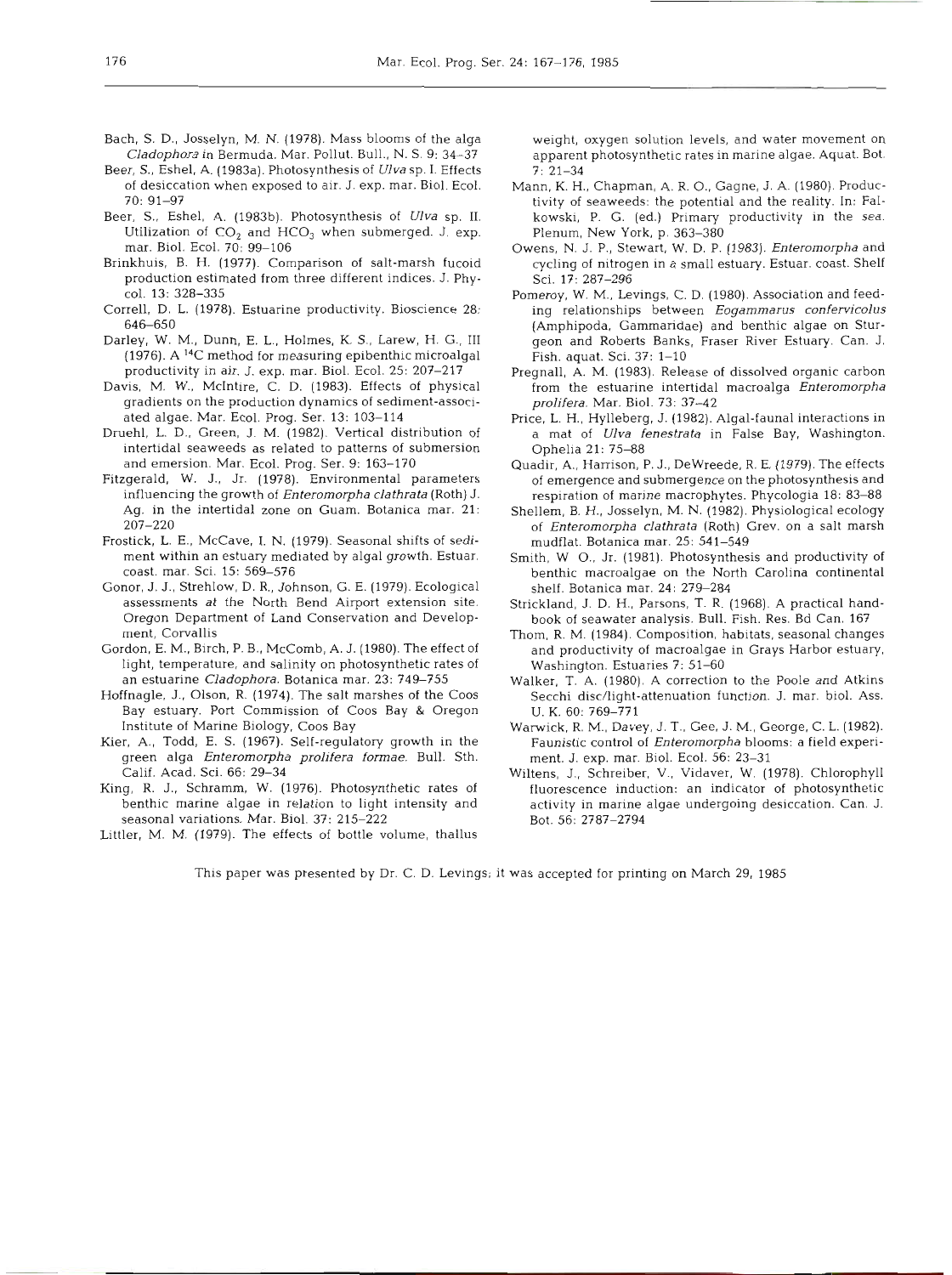Bach, S. D., Josselyn, M. N. (1978). Mass blooms of the alga *Cladophora* in Bermuda. Mar. Pollut. Bull., N. S. 9: 34–37

Beer, S., Eshel, A. (1983a). Photosynthesis of *Ulva* sp. I. Effects of desiccation when exposed to air. J. exp. mar. Biol. Ecol. 70: 91–97

Beer, S., Eshel, A. (1983b). Photosynthesis of *Ulva* sp. II. Utilization of $CO_2$ and $HCO_3$ when submerged. J. exp. mar. Biol. Ecol. 70: 99–106

Brinkhuis, B. H. (1977). Comparison of salt-marsh fucoid production estimated from three different indices. J. Phycol. 13: 328–335

Correll, D. L. (1978). Estuarine productivity. Bioscience 28: 646–650

Darley, W. M., Dunn, E. L., Holmes, K. S., Larew, H. G., III (1976). A $^{14}C$ method for measuring epibenthic microalgal productivity in air. J. exp. mar. Biol. Ecol. 25: 207–217

Davis, M. W., McIntire, C. D. (1983). Effects of physical gradients on the production dynamics of sediment-associated algae. Mar. Ecol. Prog. Ser. 13: 103–114

Druehl, L. D., Green, J. M. (1982). Vertical distribution of intertidal seaweeds as related to patterns of submersion and emersion. Mar. Ecol. Prog. Ser. 9: 163–170

Fitzgerald, W. J., Jr. (1978). Environmental parameters influencing the growth of *Enteromorpha clathrata* (Roth) J. Ag. in the intertidal zone on Guam. Botanica mar. 21: 207–220

Frostick, L. E., McCave, I. N. (1979). Seasonal shifts of sediment within an estuary mediated by algal growth. Estuar. coast. mar. Sci. 15: 569–576

Gonor, J. J., Strehlow, D. R., Johnson, G. E. (1979). Ecological assessments at the North Bend Airport extension site. Oregon Department of Land Conservation and Development, Corvallis

Gordon, E. M., Birch, P. B., McComb, A. J. (1980). The effect of light, temperature, and salinity on photosynthetic rates of an estuarine *Cladophora*. Botanica mar. 23: 749–755

Hoffnagle, J., Olson, R. (1974). The salt marshes of the Coos Bay estuary. Port Commission of Coos Bay & Oregon Institute of Marine Biology, Coos Bay

Kier, A., Todd, E. S. (1967). Self-regulatory growth in the green alga *Enteromorpha prolifera formae*. Bull. Sth. Calif. Acad. Sci. 66: 29–34

King, R. J., Schramm, W. (1976). Photosynthetic rates of benthic marine algae in relation to light intensity and seasonal variations. Mar. Biol. 37: 215–222

Littler, M. M. (1979). The effects of bottle volume, thallus weight, oxygen solution levels, and water movement on apparent photosynthetic rates in marine algae. Aquat. Bot. 7: 21–34

Mann, K. H., Chapman, A. R. O., Gagne, J. A. (1980). Productivity of seaweeds: the potential and the reality. In: Falkowski, P. G. (ed.) Primary productivity in the sea. Plenum, New York, p. 363–380

Owens, N. J. P., Stewart, W. D. P. (1983). *Enteromorpha* and cycling of nitrogen in a small estuary. Estuar. coast. Shelf Sci. 17: 287–296

Pomeroy, W. M., Levings, C. D. (1980). Association and feeding relationships between *Eogammarus confervicolus* (Amphipoda, Gammaridae) and benthic algae on Sturgeon and Roberts Banks, Fraser River Estuary. Can. J. Fish. aquat. Sci. 37: 1–10

Pregnall, A. M. (1983). Release of dissolved organic carbon from the estuarine intertidal macroalga *Enteromorpha prolifera*. Mar. Biol. 73: 37–42

Price, L. H., Hylleberg, J. (1982). Algal-faunal interactions in a mat of *Ulva fenestrata* in False Bay, Washington. Ophelia 21: 75–88

Quadir, A., Harrison, P. J., DeWreede, R. E. (1979). The effects of emergence and submergence on the photosynthesis and respiration of marine macrophytes. Phycologia 18: 83–88

Shellem, B. H., Josselyn, M. N. (1982). Physiological ecology of *Enteromorpha clathrata* (Roth) Grev. on a salt marsh mudflat. Botanica mar. 25: 541–549

Smith, W. O., Jr. (1981). Photosynthesis and productivity of benthic macroalgae on the North Carolina continental shelf. Botanica mar. 24: 279–284

Strickland, J. D. H., Parsons, T. R. (1968). A practical handbook of seawater analysis. Bull. Fish. Res. Bd Can. 167

Thom, R. M. (1984). Composition, habitats, seasonal changes and productivity of macroalgae in Grays Harbor estuary, Washington. Estuaries 7: 51–60

Walker, T. A. (1980). A correction to the Poole and Atkins Secchi disc/light-attenuation function. J. mar. biol. Ass. U. K. 60: 769–771

Warwick, R. M., Davey, J. T., Gee, J. M., George, C. L. (1982). Faunistic control of *Enteromorpha* blooms: a field experiment. J. exp. mar. Biol. Ecol. 56: 23–31

Wiltens, J., Schreiber, V., Vidaver, W. (1978). Chlorophyll fluorescence induction: an indicator of photosynthetic activity in marine algae undergoing desiccation. Can. J. Bot. 56: 2787–2794

This paper was presented by Dr. C. D. Levings; it was accepted for printing on March 29, 1985